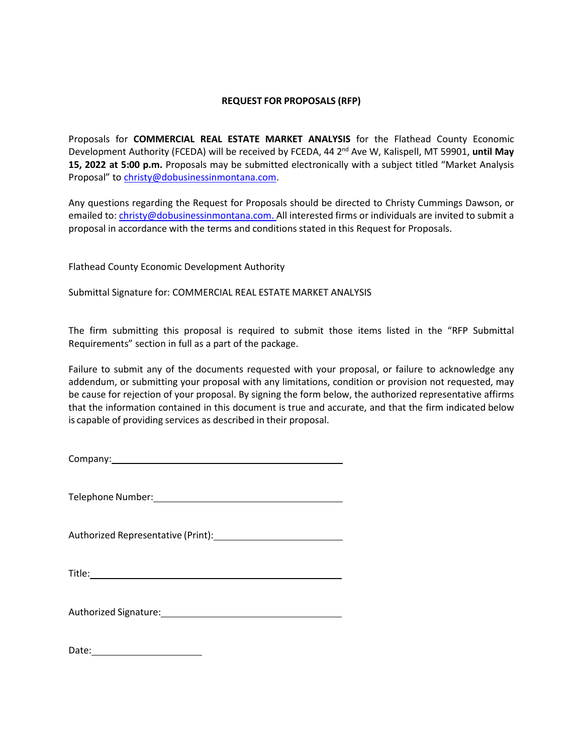# REQUEST FOR PROPOSALS (RFP)

Proposals for **COMMERCIAL REAL ESTATE MARKET ANALYSIS** for the Flathead County Economic Development Authority (FCEDA) will be received by FCEDA, 44 2nd Ave W, Kalispell, MT 59901, **until May 15, 2022 at 5:00 p.m.** Proposals may be submitted electronically with a subject titled "Market Analysis Proposal" to christy@dobusinessinmontana.com.

Any questions regarding the Request for Proposals should be directed to Christy Cummings Dawson, or emailed to: christy@dobusinessinmontana.com. All interested firms or individuals are invited to submit a proposal in accordance with the terms and conditions stated in this Request for Proposals.

Flathead County Economic Development Authority

Submittal Signature for: COMMERCIAL REAL ESTATE MARKET ANALYSIS

The firm submitting this proposal is required to submit those items listed in the "RFP Submittal Requirements" section in full as a part of the package.

Failure to submit any of the documents requested with your proposal, or failure to acknowledge any addendum, or submitting your proposal with any limitations, condition or provision not requested, may be cause for rejection of your proposal. By signing the form below, the authorized representative affirms that the information contained in this document is true and accurate, and that the firm indicated below is capable of providing services as described in their proposal.

Company: ______________________________________

Telephone Number: ______________________________

Authorized Representative (Print): ____________________

Title: _________________________________________

Authorized Signature: ____________________________

Date: __________________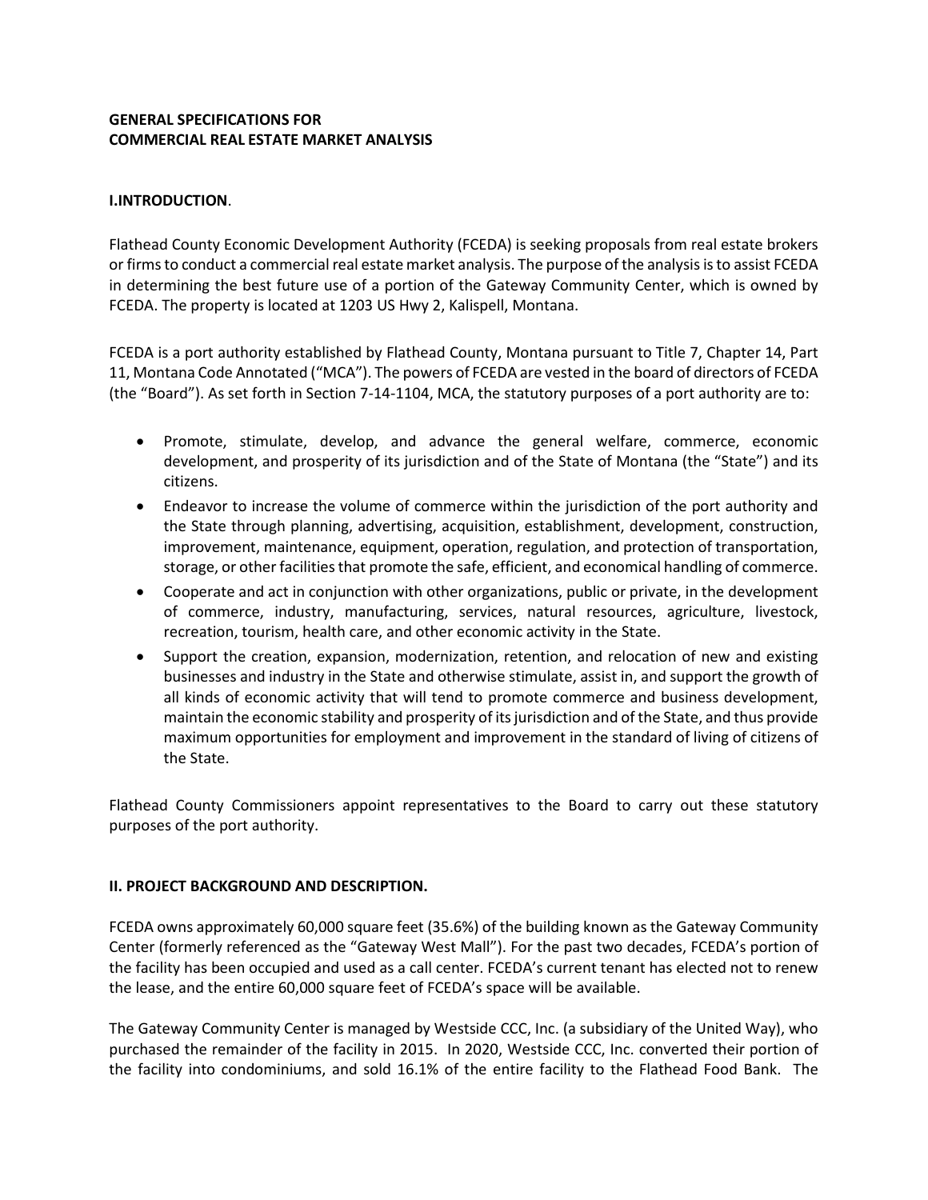**GENERAL SPECIFICATIONS FOR**
**COMMERCIAL REAL ESTATE MARKET ANALYSIS**

**I.INTRODUCTION**.

Flathead County Economic Development Authority (FCEDA) is seeking proposals from real estate brokers or firms to conduct a commercial real estate market analysis. The purpose of the analysis is to assist FCEDA in determining the best future use of a portion of the Gateway Community Center, which is owned by FCEDA. The property is located at 1203 US Hwy 2, Kalispell, Montana.

FCEDA is a port authority established by Flathead County, Montana pursuant to Title 7, Chapter 14, Part 11, Montana Code Annotated ("MCA"). The powers of FCEDA are vested in the board of directors of FCEDA (the "Board"). As set forth in Section 7-14-1104, MCA, the statutory purposes of a port authority are to:

- Promote, stimulate, develop, and advance the general welfare, commerce, economic development, and prosperity of its jurisdiction and of the State of Montana (the "State") and its citizens.
- Endeavor to increase the volume of commerce within the jurisdiction of the port authority and the State through planning, advertising, acquisition, establishment, development, construction, improvement, maintenance, equipment, operation, regulation, and protection of transportation, storage, or other facilities that promote the safe, efficient, and economical handling of commerce.
- Cooperate and act in conjunction with other organizations, public or private, in the development of commerce, industry, manufacturing, services, natural resources, agriculture, livestock, recreation, tourism, health care, and other economic activity in the State.
- Support the creation, expansion, modernization, retention, and relocation of new and existing businesses and industry in the State and otherwise stimulate, assist in, and support the growth of all kinds of economic activity that will tend to promote commerce and business development, maintain the economic stability and prosperity of its jurisdiction and of the State, and thus provide maximum opportunities for employment and improvement in the standard of living of citizens of the State.

Flathead County Commissioners appoint representatives to the Board to carry out these statutory purposes of the port authority.

**II. PROJECT BACKGROUND AND DESCRIPTION.**

FCEDA owns approximately 60,000 square feet (35.6%) of the building known as the Gateway Community Center (formerly referenced as the "Gateway West Mall"). For the past two decades, FCEDA's portion of the facility has been occupied and used as a call center. FCEDA's current tenant has elected not to renew the lease, and the entire 60,000 square feet of FCEDA's space will be available.

The Gateway Community Center is managed by Westside CCC, Inc. (a subsidiary of the United Way), who purchased the remainder of the facility in 2015. In 2020, Westside CCC, Inc. converted their portion of the facility into condominiums, and sold 16.1% of the entire facility to the Flathead Food Bank. The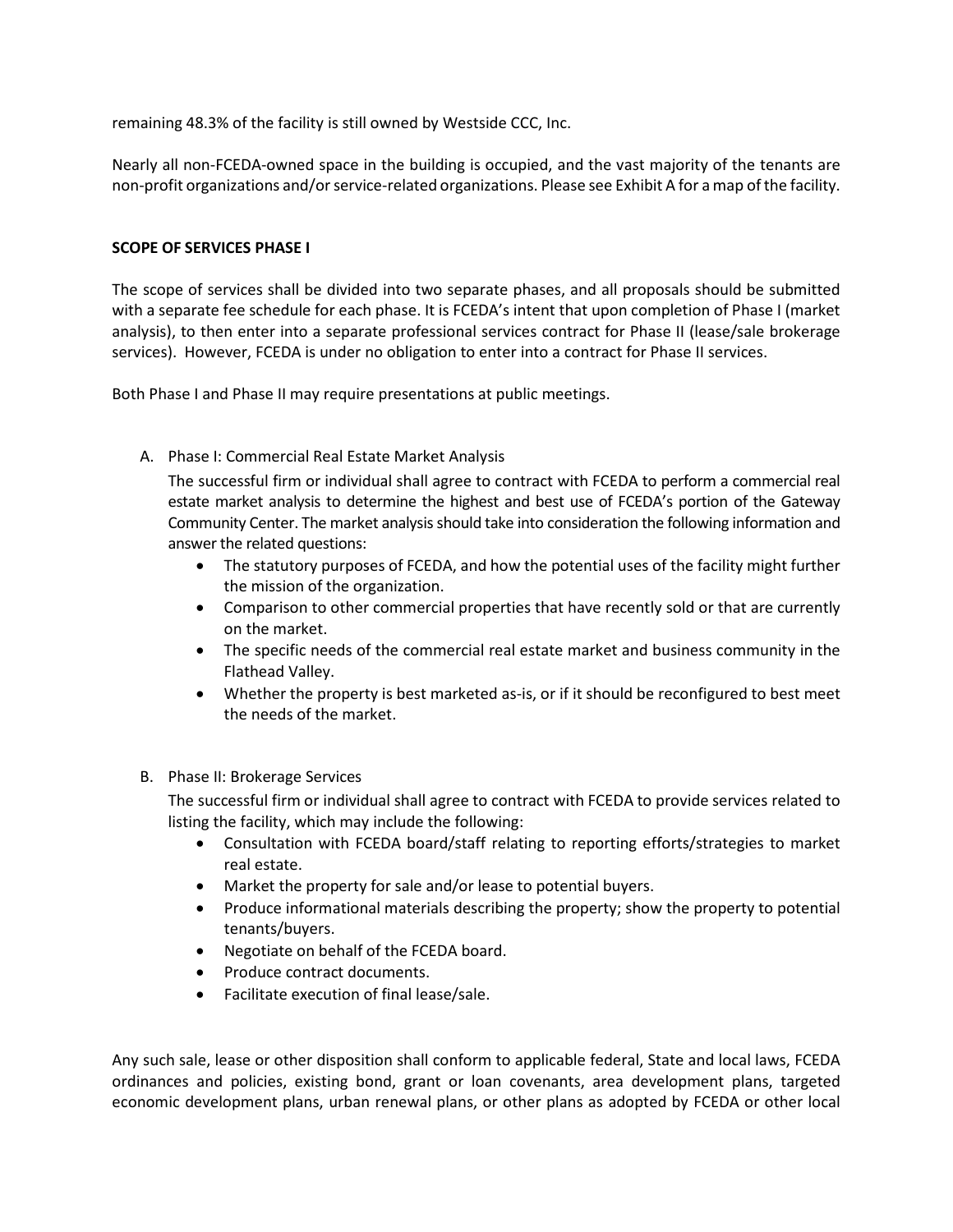remaining 48.3% of the facility is still owned by Westside CCC, Inc.

Nearly all non-FCEDA-owned space in the building is occupied, and the vast majority of the tenants are non-profit organizations and/or service-related organizations. Please see Exhibit A for a map of the facility.

**SCOPE OF SERVICES PHASE I**

The scope of services shall be divided into two separate phases, and all proposals should be submitted with a separate fee schedule for each phase. It is FCEDA's intent that upon completion of Phase I (market analysis), to then enter into a separate professional services contract for Phase II (lease/sale brokerage services). However, FCEDA is under no obligation to enter into a contract for Phase II services.

Both Phase I and Phase II may require presentations at public meetings.

A. Phase I: Commercial Real Estate Market Analysis

   The successful firm or individual shall agree to contract with FCEDA to perform a commercial real estate market analysis to determine the highest and best use of FCEDA's portion of the Gateway Community Center. The market analysis should take into consideration the following information and answer the related questions:

   - The statutory purposes of FCEDA, and how the potential uses of the facility might further the mission of the organization.
   - Comparison to other commercial properties that have recently sold or that are currently on the market.
   - The specific needs of the commercial real estate market and business community in the Flathead Valley.
   - Whether the property is best marketed as-is, or if it should be reconfigured to best meet the needs of the market.

B. Phase II: Brokerage Services

   The successful firm or individual shall agree to contract with FCEDA to provide services related to listing the facility, which may include the following:

   - Consultation with FCEDA board/staff relating to reporting efforts/strategies to market real estate.
   - Market the property for sale and/or lease to potential buyers.
   - Produce informational materials describing the property; show the property to potential tenants/buyers.
   - Negotiate on behalf of the FCEDA board.
   - Produce contract documents.
   - Facilitate execution of final lease/sale.

Any such sale, lease or other disposition shall conform to applicable federal, State and local laws, FCEDA ordinances and policies, existing bond, grant or loan covenants, area development plans, targeted economic development plans, urban renewal plans, or other plans as adopted by FCEDA or other local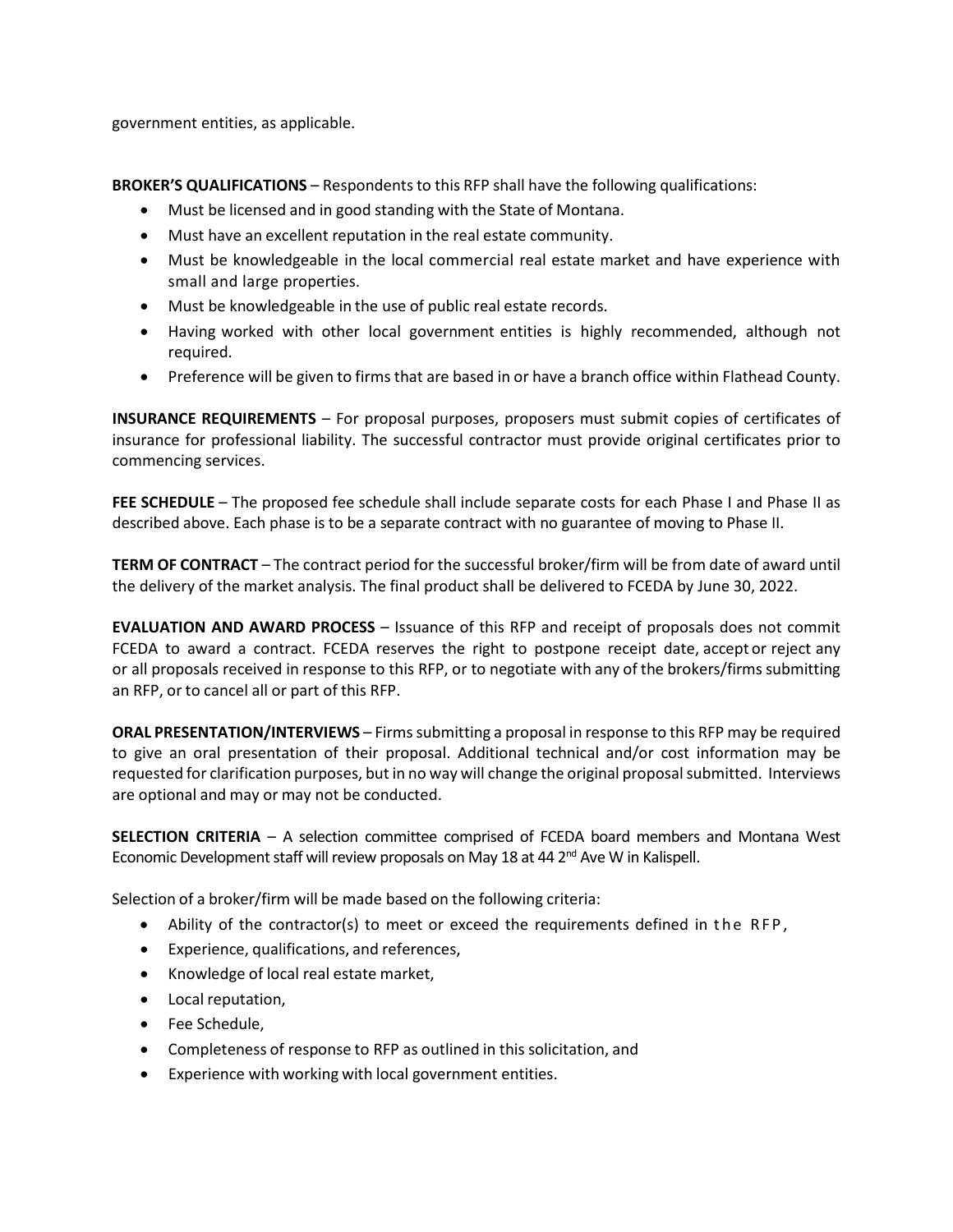government entities, as applicable.

**BROKER'S QUALIFICATIONS** – Respondents to this RFP shall have the following qualifications:

- Must be licensed and in good standing with the State of Montana.
- Must have an excellent reputation in the real estate community.
- Must be knowledgeable in the local commercial real estate market and have experience with small and large properties.
- Must be knowledgeable in the use of public real estate records.
- Having worked with other local government entities is highly recommended, although not required.
- Preference will be given to firms that are based in or have a branch office within Flathead County.

**INSURANCE REQUIREMENTS** – For proposal purposes, proposers must submit copies of certificates of insurance for professional liability. The successful contractor must provide original certificates prior to commencing services.

**FEE SCHEDULE** – The proposed fee schedule shall include separate costs for each Phase I and Phase II as described above. Each phase is to be a separate contract with no guarantee of moving to Phase II.

**TERM OF CONTRACT** – The contract period for the successful broker/firm will be from date of award until the delivery of the market analysis. The final product shall be delivered to FCEDA by June 30, 2022.

**EVALUATION AND AWARD PROCESS** – Issuance of this RFP and receipt of proposals does not commit FCEDA to award a contract. FCEDA reserves the right to postpone receipt date, accept or reject any or all proposals received in response to this RFP, or to negotiate with any of the brokers/firms submitting an RFP, or to cancel all or part of this RFP.

**ORAL PRESENTATION/INTERVIEWS** – Firms submitting a proposal in response to this RFP may be required to give an oral presentation of their proposal. Additional technical and/or cost information may be requested for clarification purposes, but in no way will change the original proposal submitted. Interviews are optional and may or may not be conducted.

**SELECTION CRITERIA** – A selection committee comprised of FCEDA board members and Montana West Economic Development staff will review proposals on May 18 at 44 2nd Ave W in Kalispell.

Selection of a broker/firm will be made based on the following criteria:

- Ability of the contractor(s) to meet or exceed the requirements defined in the RFP,
- Experience, qualifications, and references,
- Knowledge of local real estate market,
- Local reputation,
- Fee Schedule,
- Completeness of response to RFP as outlined in this solicitation, and
- Experience with working with local government entities.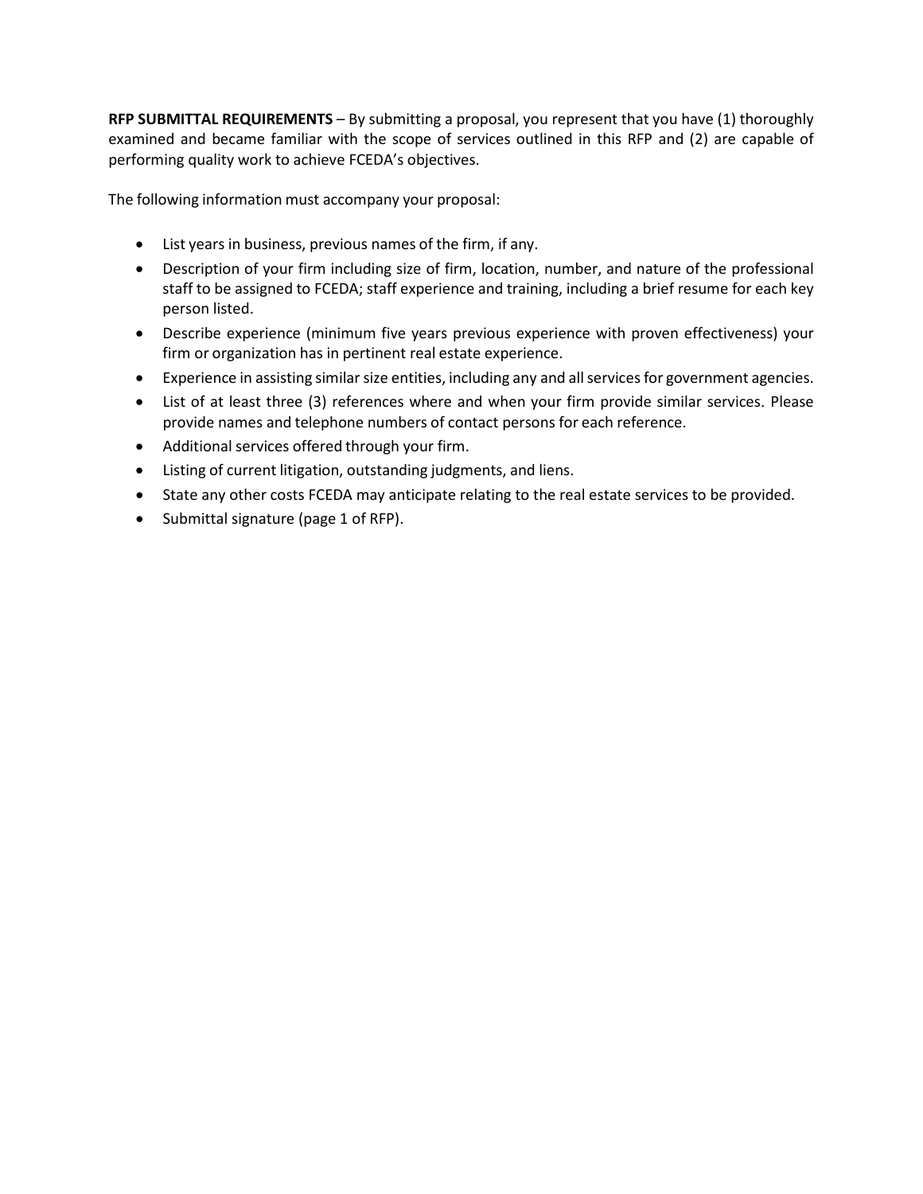**RFP SUBMITTAL REQUIREMENTS** – By submitting a proposal, you represent that you have (1) thoroughly examined and became familiar with the scope of services outlined in this RFP and (2) are capable of performing quality work to achieve FCEDA's objectives.

The following information must accompany your proposal:

- List years in business, previous names of the firm, if any.
- Description of your firm including size of firm, location, number, and nature of the professional staff to be assigned to FCEDA; staff experience and training, including a brief resume for each key person listed.
- Describe experience (minimum five years previous experience with proven effectiveness) your firm or organization has in pertinent real estate experience.
- Experience in assisting similar size entities, including any and all services for government agencies.
- List of at least three (3) references where and when your firm provide similar services. Please provide names and telephone numbers of contact persons for each reference.
- Additional services offered through your firm.
- Listing of current litigation, outstanding judgments, and liens.
- State any other costs FCEDA may anticipate relating to the real estate services to be provided.
- Submittal signature (page 1 of RFP).